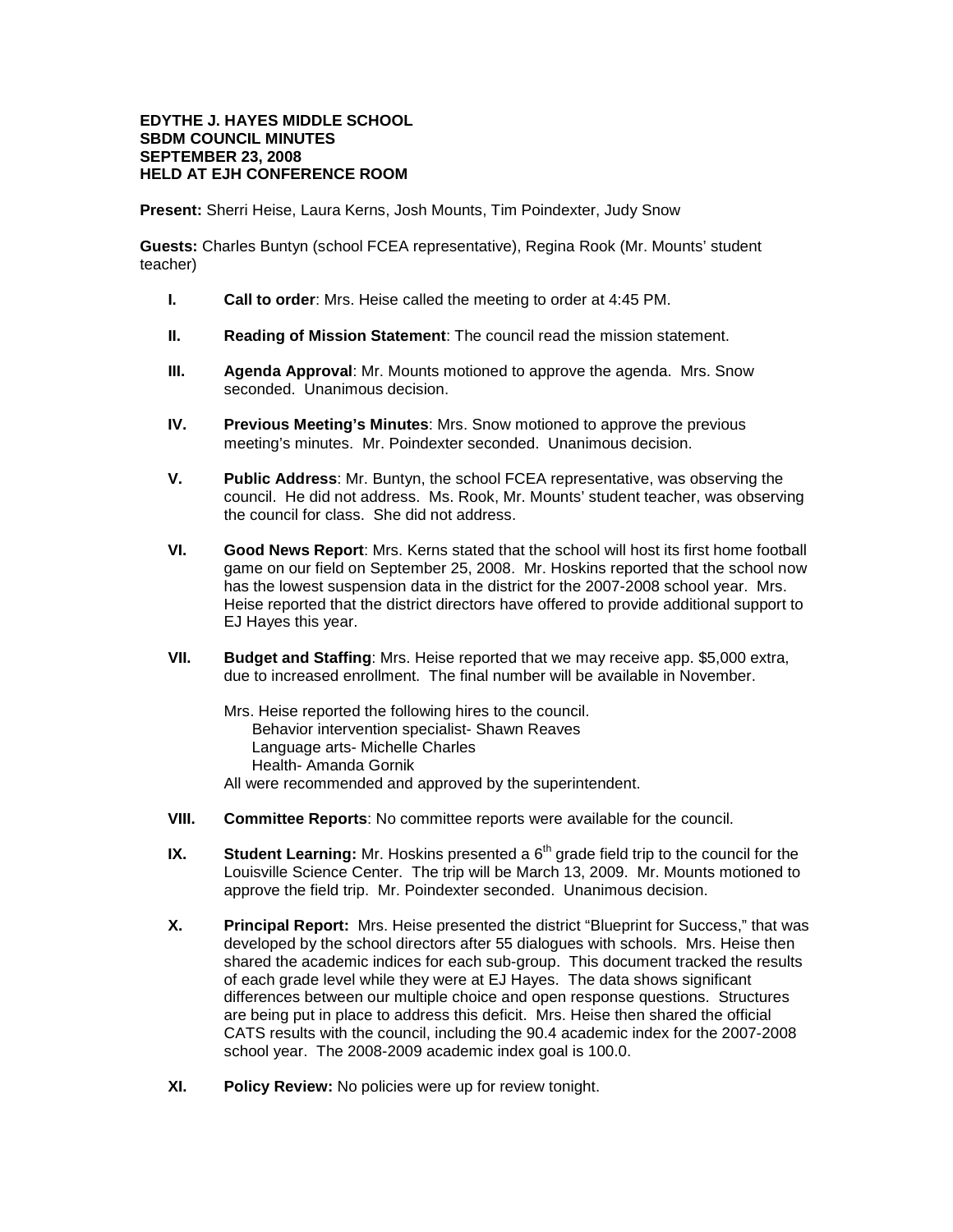**EDYTHE J. HAYES MIDDLE SCHOOL**
**SBDM COUNCIL MINUTES**
**SEPTEMBER 23, 2008**
**HELD AT EJH CONFERENCE ROOM**

**Present:** Sherri Heise, Laura Kerns, Josh Mounts, Tim Poindexter, Judy Snow

**Guests:** Charles Buntyn (school FCEA representative), Regina Rook (Mr. Mounts' student teacher)

**I. Call to order**: Mrs. Heise called the meeting to order at 4:45 PM.

**II. Reading of Mission Statement**: The council read the mission statement.

**III. Agenda Approval**: Mr. Mounts motioned to approve the agenda. Mrs. Snow seconded. Unanimous decision.

**IV. Previous Meeting's Minutes**: Mrs. Snow motioned to approve the previous meeting's minutes. Mr. Poindexter seconded. Unanimous decision.

**V. Public Address**: Mr. Buntyn, the school FCEA representative, was observing the council. He did not address. Ms. Rook, Mr. Mounts' student teacher, was observing the council for class. She did not address.

**VI. Good News Report**: Mrs. Kerns stated that the school will host its first home football game on our field on September 25, 2008. Mr. Hoskins reported that the school now has the lowest suspension data in the district for the 2007-2008 school year. Mrs. Heise reported that the district directors have offered to provide additional support to EJ Hayes this year.

**VII. Budget and Staffing**: Mrs. Heise reported that we may receive app. $5,000 extra, due to increased enrollment. The final number will be available in November.

Mrs. Heise reported the following hires to the council.
- Behavior intervention specialist- Shawn Reaves
- Language arts- Michelle Charles
- Health- Amanda Gornik

All were recommended and approved by the superintendent.

**VIII. Committee Reports**: No committee reports were available for the council.

**IX. Student Learning:** Mr. Hoskins presented a 6th grade field trip to the council for the Louisville Science Center. The trip will be March 13, 2009. Mr. Mounts motioned to approve the field trip. Mr. Poindexter seconded. Unanimous decision.

**X. Principal Report:** Mrs. Heise presented the district "Blueprint for Success," that was developed by the school directors after 55 dialogues with schools. Mrs. Heise then shared the academic indices for each sub-group. This document tracked the results of each grade level while they were at EJ Hayes. The data shows significant differences between our multiple choice and open response questions. Structures are being put in place to address this deficit. Mrs. Heise then shared the official CATS results with the council, including the 90.4 academic index for the 2007-2008 school year. The 2008-2009 academic index goal is 100.0.

**XI. Policy Review:** No policies were up for review tonight.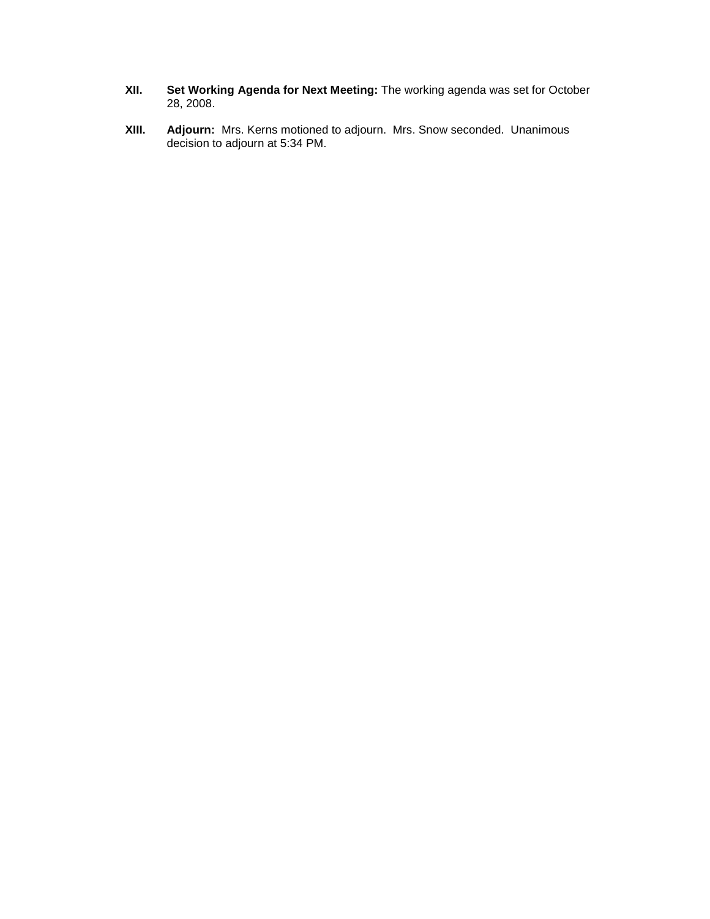**XII.** **Set Working Agenda for Next Meeting:** The working agenda was set for October 28, 2008.

**XIII.** **Adjourn:** Mrs. Kerns motioned to adjourn. Mrs. Snow seconded. Unanimous decision to adjourn at 5:34 PM.